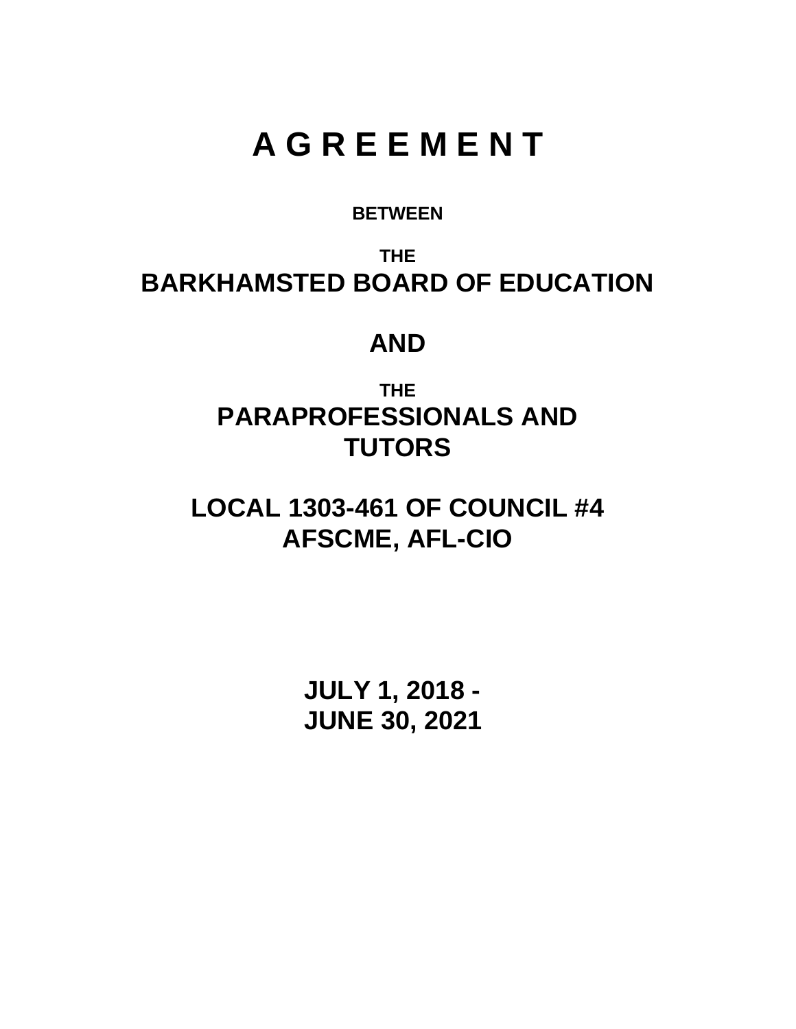# A G R E E M E N T

**BETWEEN**

**THE**

**BARKHAMSTED BOARD OF EDUCATION**

**AND**

**THE**

**PARAPROFESSIONALS AND TUTORS**

**LOCAL 1303-461 OF COUNCIL #4**
**AFSCME, AFL-CIO**

**JULY 1, 2018 -**
**JUNE 30, 2021**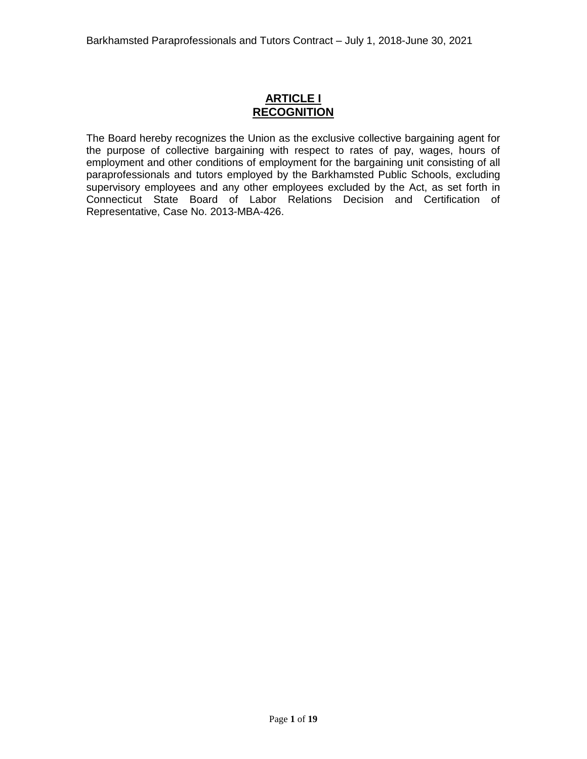# ARTICLE I
# RECOGNITION

The Board hereby recognizes the Union as the exclusive collective bargaining agent for the purpose of collective bargaining with respect to rates of pay, wages, hours of employment and other conditions of employment for the bargaining unit consisting of all paraprofessionals and tutors employed by the Barkhamsted Public Schools, excluding supervisory employees and any other employees excluded by the Act, as set forth in Connecticut State Board of Labor Relations Decision and Certification of Representative, Case No. 2013-MBA-426.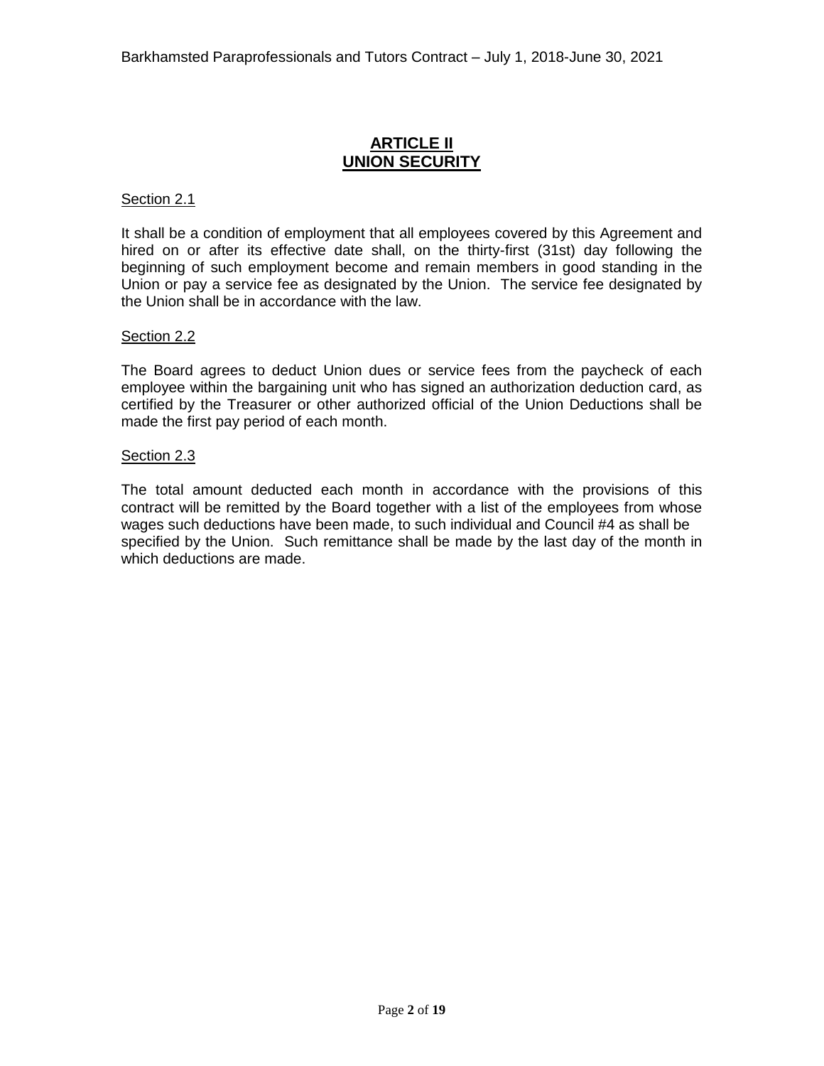# ARTICLE II
# UNION SECURITY

Section 2.1

It shall be a condition of employment that all employees covered by this Agreement and hired on or after its effective date shall, on the thirty-first (31st) day following the beginning of such employment become and remain members in good standing in the Union or pay a service fee as designated by the Union. The service fee designated by the Union shall be in accordance with the law.

Section 2.2

The Board agrees to deduct Union dues or service fees from the paycheck of each employee within the bargaining unit who has signed an authorization deduction card, as certified by the Treasurer or other authorized official of the Union Deductions shall be made the first pay period of each month.

Section 2.3

The total amount deducted each month in accordance with the provisions of this contract will be remitted by the Board together with a list of the employees from whose wages such deductions have been made, to such individual and Council #4 as shall be specified by the Union. Such remittance shall be made by the last day of the month in which deductions are made.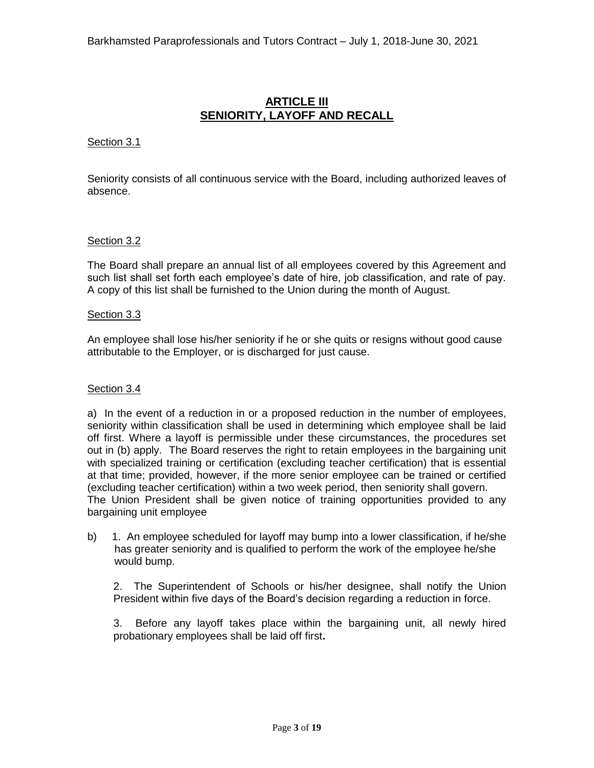# ARTICLE III
## SENIORITY, LAYOFF AND RECALL

Section 3.1

Seniority consists of all continuous service with the Board, including authorized leaves of absence.

Section 3.2

The Board shall prepare an annual list of all employees covered by this Agreement and such list shall set forth each employee's date of hire, job classification, and rate of pay. A copy of this list shall be furnished to the Union during the month of August.

Section 3.3

An employee shall lose his/her seniority if he or she quits or resigns without good cause attributable to the Employer, or is discharged for just cause.

Section 3.4

a) In the event of a reduction in or a proposed reduction in the number of employees, seniority within classification shall be used in determining which employee shall be laid off first. Where a layoff is permissible under these circumstances, the procedures set out in (b) apply. The Board reserves the right to retain employees in the bargaining unit with specialized training or certification (excluding teacher certification) that is essential at that time; provided, however, if the more senior employee can be trained or certified (excluding teacher certification) within a two week period, then seniority shall govern. The Union President shall be given notice of training opportunities provided to any bargaining unit employee

b) 1. An employee scheduled for layoff may bump into a lower classification, if he/she has greater seniority and is qualified to perform the work of the employee he/she would bump.

2. The Superintendent of Schools or his/her designee, shall notify the Union President within five days of the Board's decision regarding a reduction in force.

3. Before any layoff takes place within the bargaining unit, all newly hired probationary employees shall be laid off first**.**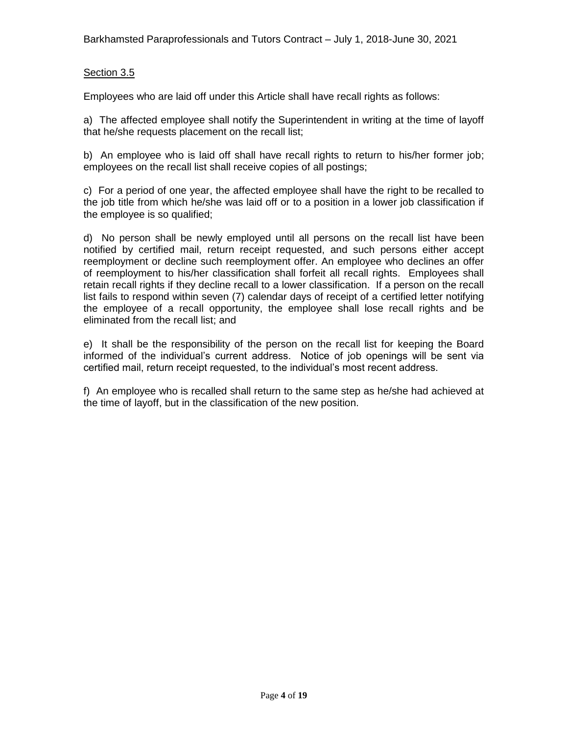Section 3.5

Employees who are laid off under this Article shall have recall rights as follows:

a) The affected employee shall notify the Superintendent in writing at the time of layoff that he/she requests placement on the recall list;

b) An employee who is laid off shall have recall rights to return to his/her former job; employees on the recall list shall receive copies of all postings;

c) For a period of one year, the affected employee shall have the right to be recalled to the job title from which he/she was laid off or to a position in a lower job classification if the employee is so qualified;

d) No person shall be newly employed until all persons on the recall list have been notified by certified mail, return receipt requested, and such persons either accept reemployment or decline such reemployment offer. An employee who declines an offer of reemployment to his/her classification shall forfeit all recall rights. Employees shall retain recall rights if they decline recall to a lower classification. If a person on the recall list fails to respond within seven (7) calendar days of receipt of a certified letter notifying the employee of a recall opportunity, the employee shall lose recall rights and be eliminated from the recall list; and

e) It shall be the responsibility of the person on the recall list for keeping the Board informed of the individual's current address. Notice of job openings will be sent via certified mail, return receipt requested, to the individual's most recent address.

f) An employee who is recalled shall return to the same step as he/she had achieved at the time of layoff, but in the classification of the new position.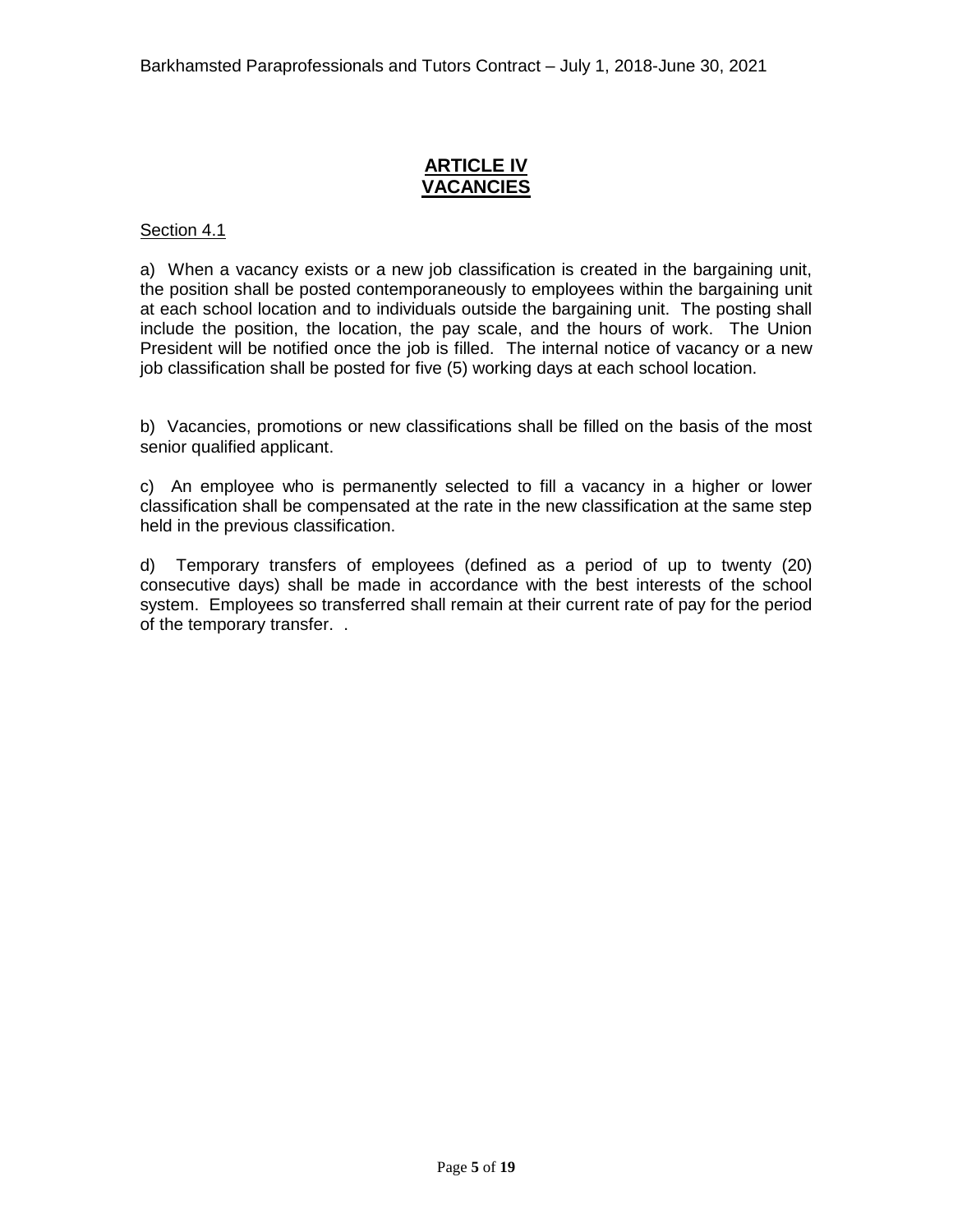# ARTICLE IV
# VACANCIES

Section 4.1

a) When a vacancy exists or a new job classification is created in the bargaining unit, the position shall be posted contemporaneously to employees within the bargaining unit at each school location and to individuals outside the bargaining unit. The posting shall include the position, the location, the pay scale, and the hours of work. The Union President will be notified once the job is filled. The internal notice of vacancy or a new job classification shall be posted for five (5) working days at each school location.

b) Vacancies, promotions or new classifications shall be filled on the basis of the most senior qualified applicant.

c) An employee who is permanently selected to fill a vacancy in a higher or lower classification shall be compensated at the rate in the new classification at the same step held in the previous classification.

d) Temporary transfers of employees (defined as a period of up to twenty (20) consecutive days) shall be made in accordance with the best interests of the school system. Employees so transferred shall remain at their current rate of pay for the period of the temporary transfer. .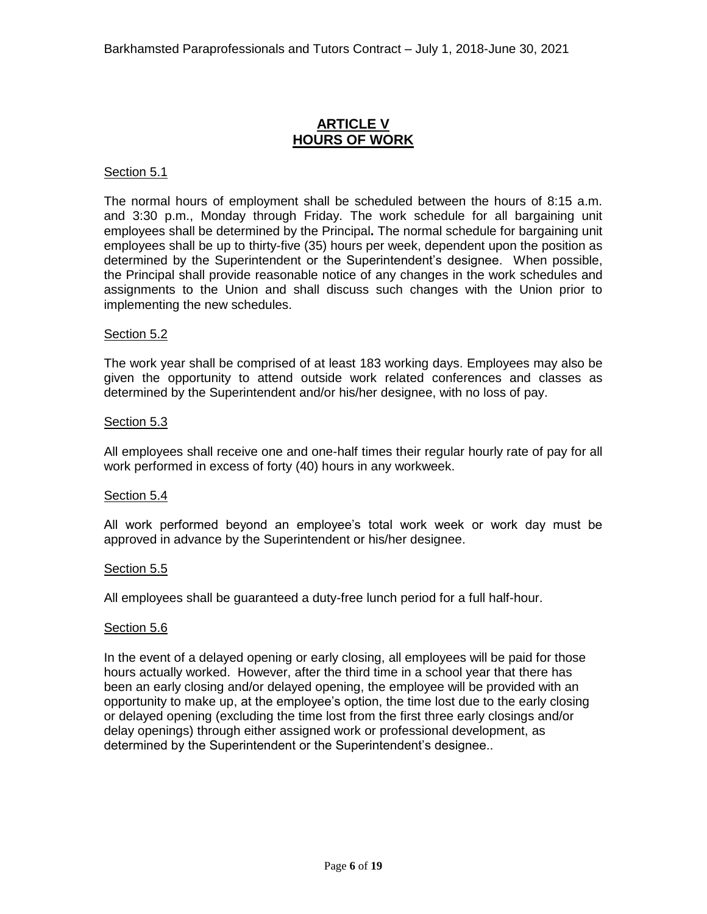## ARTICLE V
## HOURS OF WORK

Section 5.1

The normal hours of employment shall be scheduled between the hours of 8:15 a.m. and 3:30 p.m., Monday through Friday. The work schedule for all bargaining unit employees shall be determined by the Principal**.** The normal schedule for bargaining unit employees shall be up to thirty-five (35) hours per week, dependent upon the position as determined by the Superintendent or the Superintendent's designee. When possible, the Principal shall provide reasonable notice of any changes in the work schedules and assignments to the Union and shall discuss such changes with the Union prior to implementing the new schedules.

Section 5.2

The work year shall be comprised of at least 183 working days. Employees may also be given the opportunity to attend outside work related conferences and classes as determined by the Superintendent and/or his/her designee, with no loss of pay.

Section 5.3

All employees shall receive one and one-half times their regular hourly rate of pay for all work performed in excess of forty (40) hours in any workweek.

Section 5.4

All work performed beyond an employee's total work week or work day must be approved in advance by the Superintendent or his/her designee.

Section 5.5

All employees shall be guaranteed a duty-free lunch period for a full half-hour.

Section 5.6

In the event of a delayed opening or early closing, all employees will be paid for those hours actually worked. However, after the third time in a school year that there has been an early closing and/or delayed opening, the employee will be provided with an opportunity to make up, at the employee's option, the time lost due to the early closing or delayed opening (excluding the time lost from the first three early closings and/or delay openings) through either assigned work or professional development, as determined by the Superintendent or the Superintendent's designee..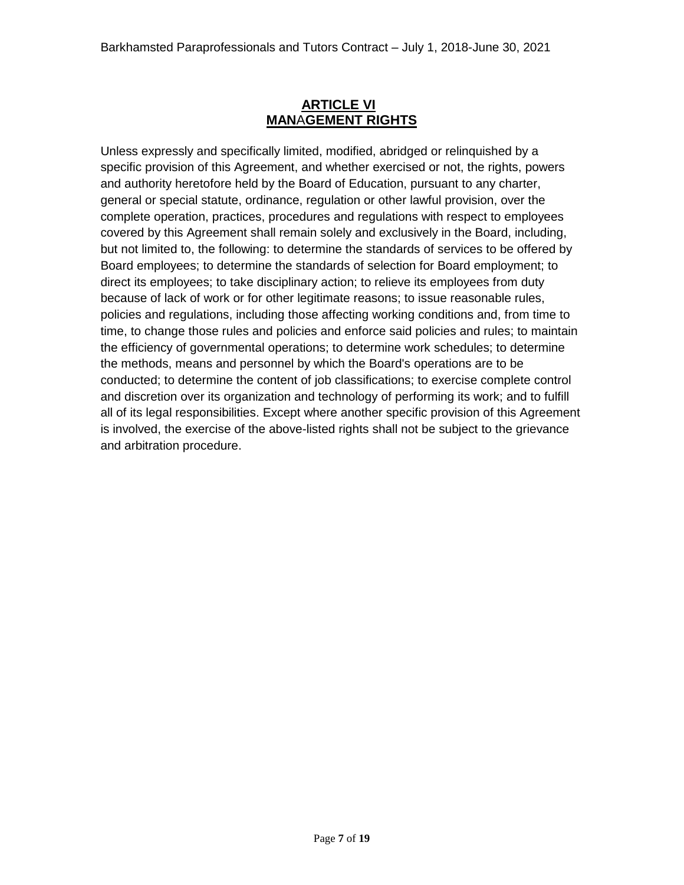## ARTICLE VI
## MANAGEMENT RIGHTS

Unless expressly and specifically limited, modified, abridged or relinquished by a specific provision of this Agreement, and whether exercised or not, the rights, powers and authority heretofore held by the Board of Education, pursuant to any charter, general or special statute, ordinance, regulation or other lawful provision, over the complete operation, practices, procedures and regulations with respect to employees covered by this Agreement shall remain solely and exclusively in the Board, including, but not limited to, the following: to determine the standards of services to be offered by Board employees; to determine the standards of selection for Board employment; to direct its employees; to take disciplinary action; to relieve its employees from duty because of lack of work or for other legitimate reasons; to issue reasonable rules, policies and regulations, including those affecting working conditions and, from time to time, to change those rules and policies and enforce said policies and rules; to maintain the efficiency of governmental operations; to determine work schedules; to determine the methods, means and personnel by which the Board's operations are to be conducted; to determine the content of job classifications; to exercise complete control and discretion over its organization and technology of performing its work; and to fulfill all of its legal responsibilities. Except where another specific provision of this Agreement is involved, the exercise of the above-listed rights shall not be subject to the grievance and arbitration procedure.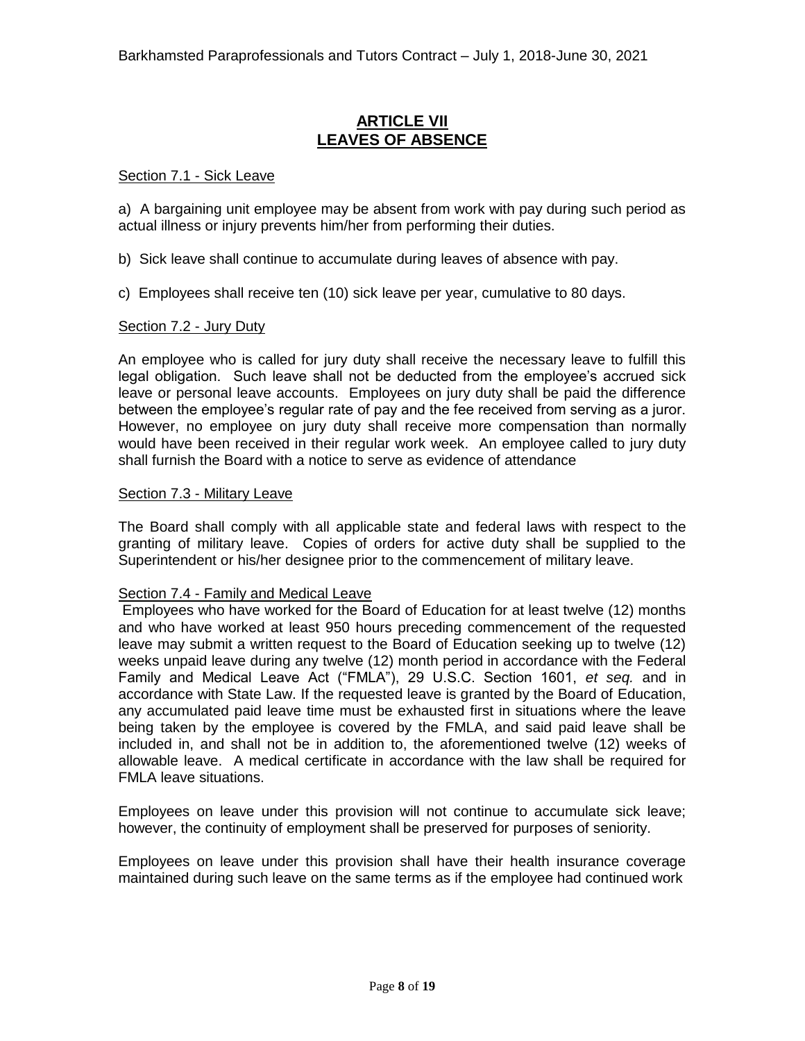## ARTICLE VII
## LEAVES OF ABSENCE

Section 7.1 - Sick Leave

a) A bargaining unit employee may be absent from work with pay during such period as actual illness or injury prevents him/her from performing their duties.

b) Sick leave shall continue to accumulate during leaves of absence with pay.

c) Employees shall receive ten (10) sick leave per year, cumulative to 80 days.

Section 7.2 - Jury Duty

An employee who is called for jury duty shall receive the necessary leave to fulfill this legal obligation. Such leave shall not be deducted from the employee's accrued sick leave or personal leave accounts. Employees on jury duty shall be paid the difference between the employee's regular rate of pay and the fee received from serving as a juror. However, no employee on jury duty shall receive more compensation than normally would have been received in their regular work week. An employee called to jury duty shall furnish the Board with a notice to serve as evidence of attendance

Section 7.3 - Military Leave

The Board shall comply with all applicable state and federal laws with respect to the granting of military leave. Copies of orders for active duty shall be supplied to the Superintendent or his/her designee prior to the commencement of military leave.

Section 7.4 - Family and Medical Leave

Employees who have worked for the Board of Education for at least twelve (12) months and who have worked at least 950 hours preceding commencement of the requested leave may submit a written request to the Board of Education seeking up to twelve (12) weeks unpaid leave during any twelve (12) month period in accordance with the Federal Family and Medical Leave Act ("FMLA"), 29 U.S.C. Section 1601, *et seq.* and in accordance with State Law. If the requested leave is granted by the Board of Education, any accumulated paid leave time must be exhausted first in situations where the leave being taken by the employee is covered by the FMLA, and said paid leave shall be included in, and shall not be in addition to, the aforementioned twelve (12) weeks of allowable leave. A medical certificate in accordance with the law shall be required for FMLA leave situations.

Employees on leave under this provision will not continue to accumulate sick leave; however, the continuity of employment shall be preserved for purposes of seniority.

Employees on leave under this provision shall have their health insurance coverage maintained during such leave on the same terms as if the employee had continued work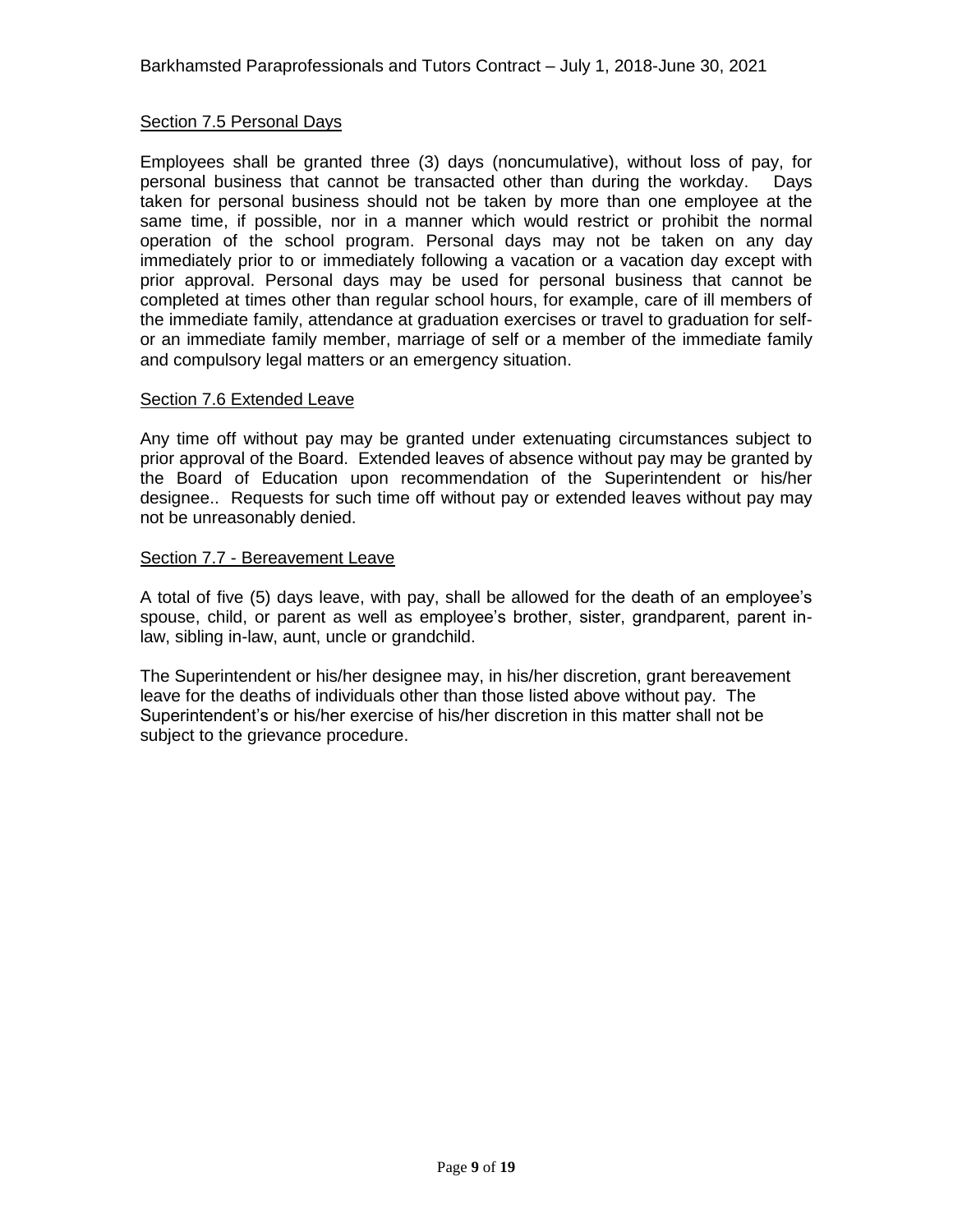Section 7.5 Personal Days

Employees shall be granted three (3) days (noncumulative), without loss of pay, for personal business that cannot be transacted other than during the workday. Days taken for personal business should not be taken by more than one employee at the same time, if possible, nor in a manner which would restrict or prohibit the normal operation of the school program. Personal days may not be taken on any day immediately prior to or immediately following a vacation or a vacation day except with prior approval. Personal days may be used for personal business that cannot be completed at times other than regular school hours, for example, care of ill members of the immediate family, attendance at graduation exercises or travel to graduation for self- or an immediate family member, marriage of self or a member of the immediate family and compulsory legal matters or an emergency situation.

Section 7.6 Extended Leave

Any time off without pay may be granted under extenuating circumstances subject to prior approval of the Board. Extended leaves of absence without pay may be granted by the Board of Education upon recommendation of the Superintendent or his/her designee.. Requests for such time off without pay or extended leaves without pay may not be unreasonably denied.

Section 7.7 - Bereavement Leave

A total of five (5) days leave, with pay, shall be allowed for the death of an employee's spouse, child, or parent as well as employee's brother, sister, grandparent, parent in-law, sibling in-law, aunt, uncle or grandchild.

The Superintendent or his/her designee may, in his/her discretion, grant bereavement leave for the deaths of individuals other than those listed above without pay. The Superintendent's or his/her exercise of his/her discretion in this matter shall not be subject to the grievance procedure.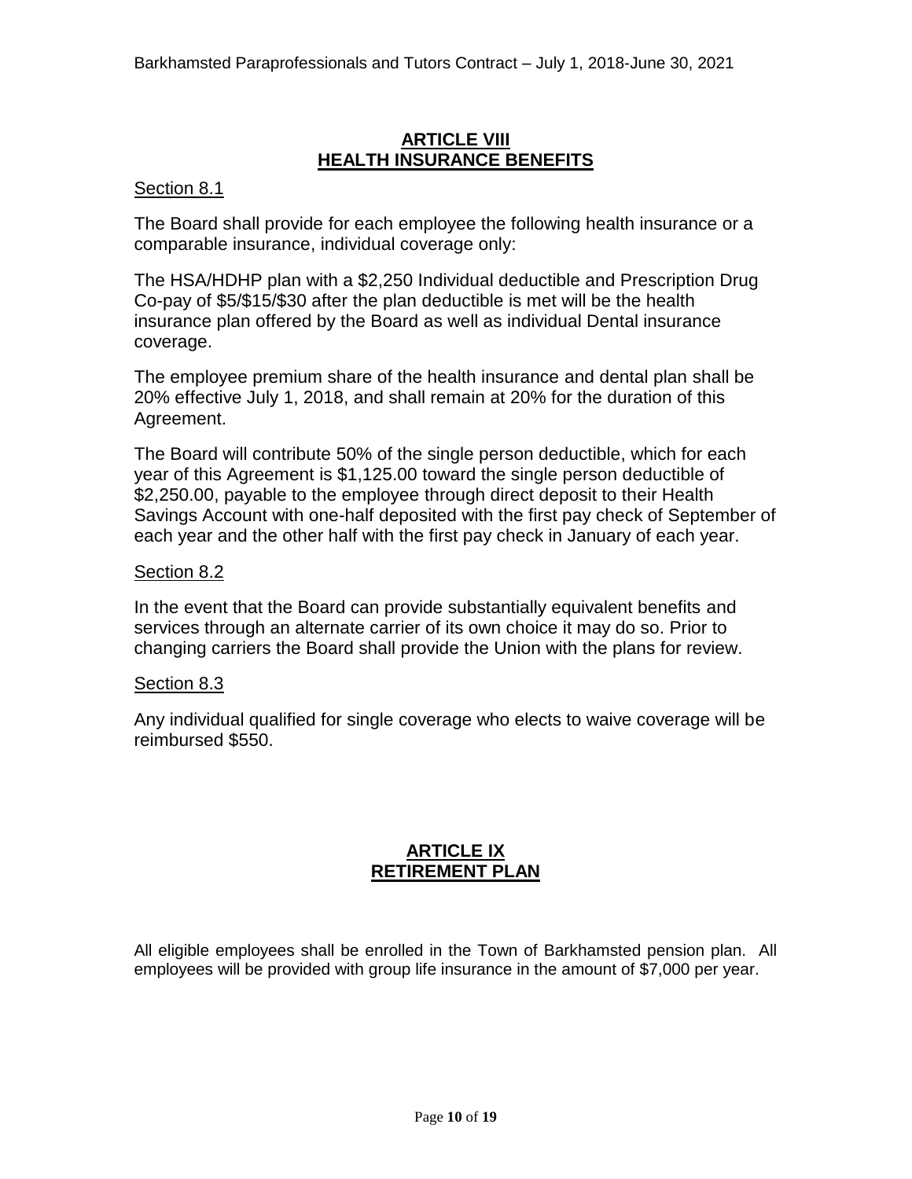## ARTICLE VIII
## HEALTH INSURANCE BENEFITS

Section 8.1

The Board shall provide for each employee the following health insurance or a comparable insurance, individual coverage only:

The HSA/HDHP plan with a $2,250 Individual deductible and Prescription Drug Co-pay of $5/$15/$30 after the plan deductible is met will be the health insurance plan offered by the Board as well as individual Dental insurance coverage.

The employee premium share of the health insurance and dental plan shall be 20% effective July 1, 2018, and shall remain at 20% for the duration of this Agreement.

The Board will contribute 50% of the single person deductible, which for each year of this Agreement is $1,125.00 toward the single person deductible of $2,250.00, payable to the employee through direct deposit to their Health Savings Account with one-half deposited with the first pay check of September of each year and the other half with the first pay check in January of each year.

Section 8.2

In the event that the Board can provide substantially equivalent benefits and services through an alternate carrier of its own choice it may do so. Prior to changing carriers the Board shall provide the Union with the plans for review.

Section 8.3

Any individual qualified for single coverage who elects to waive coverage will be reimbursed $550.

## ARTICLE IX
## RETIREMENT PLAN

All eligible employees shall be enrolled in the Town of Barkhamsted pension plan. All employees will be provided with group life insurance in the amount of $7,000 per year.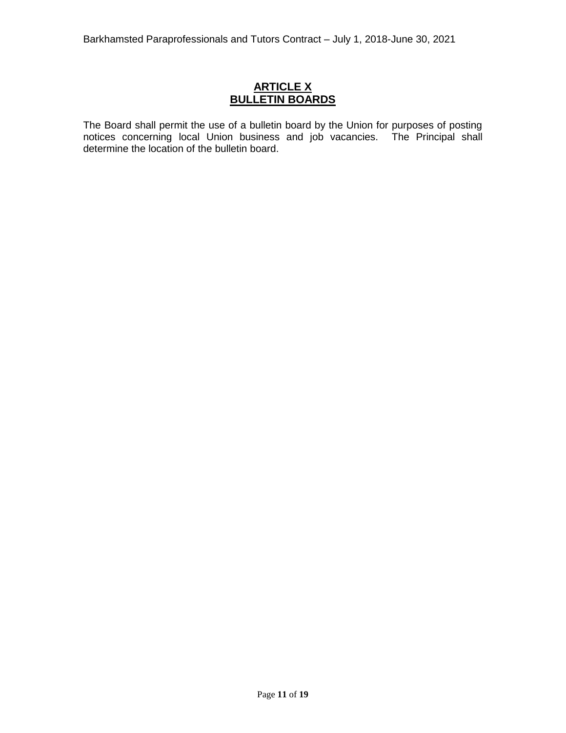# ARTICLE X
# BULLETIN BOARDS

The Board shall permit the use of a bulletin board by the Union for purposes of posting notices concerning local Union business and job vacancies. The Principal shall determine the location of the bulletin board.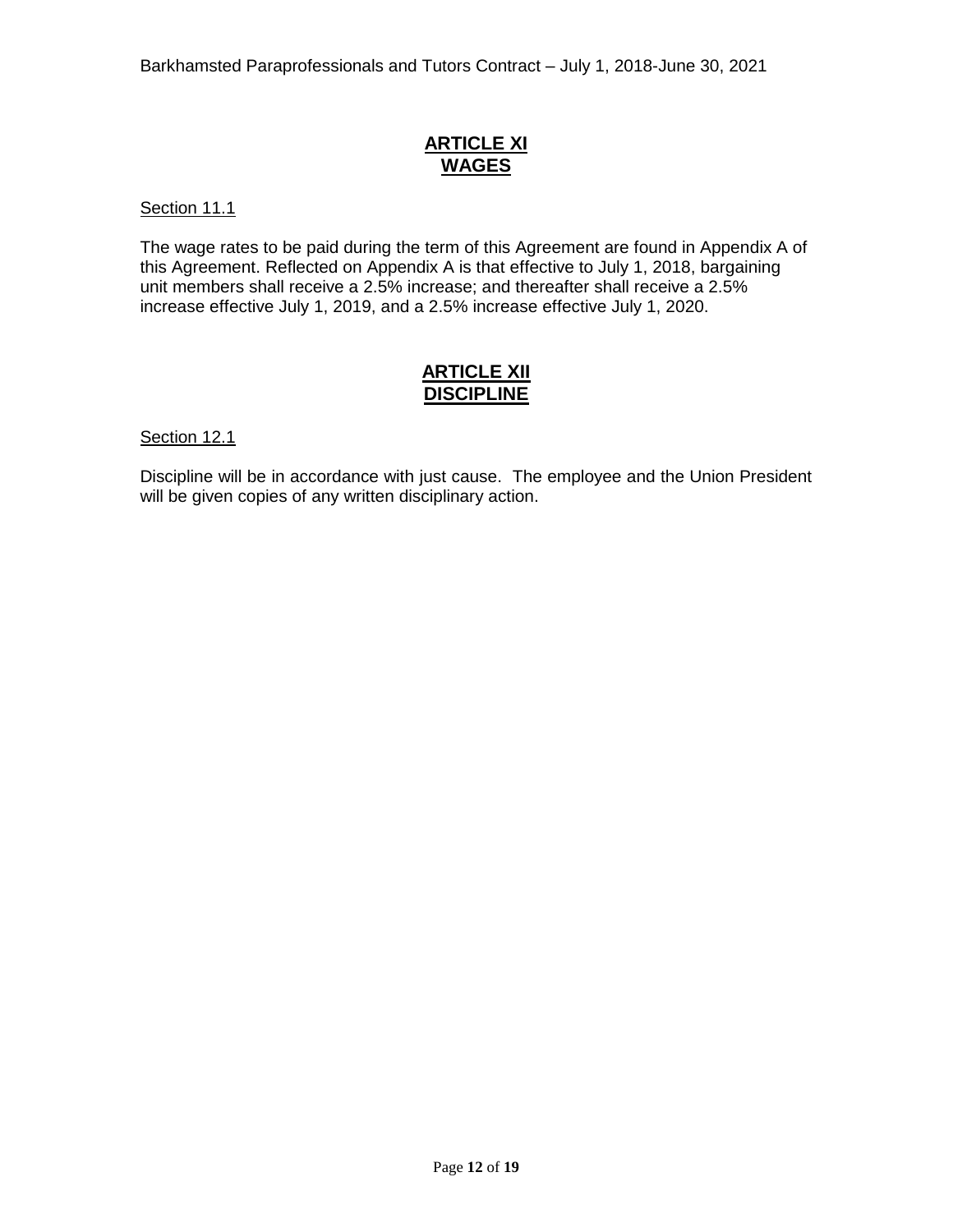## ARTICLE XI
## WAGES

Section 11.1

The wage rates to be paid during the term of this Agreement are found in Appendix A of this Agreement. Reflected on Appendix A is that effective to July 1, 2018, bargaining unit members shall receive a 2.5% increase; and thereafter shall receive a 2.5% increase effective July 1, 2019, and a 2.5% increase effective July 1, 2020.

## ARTICLE XII
## DISCIPLINE

Section 12.1

Discipline will be in accordance with just cause. The employee and the Union President will be given copies of any written disciplinary action.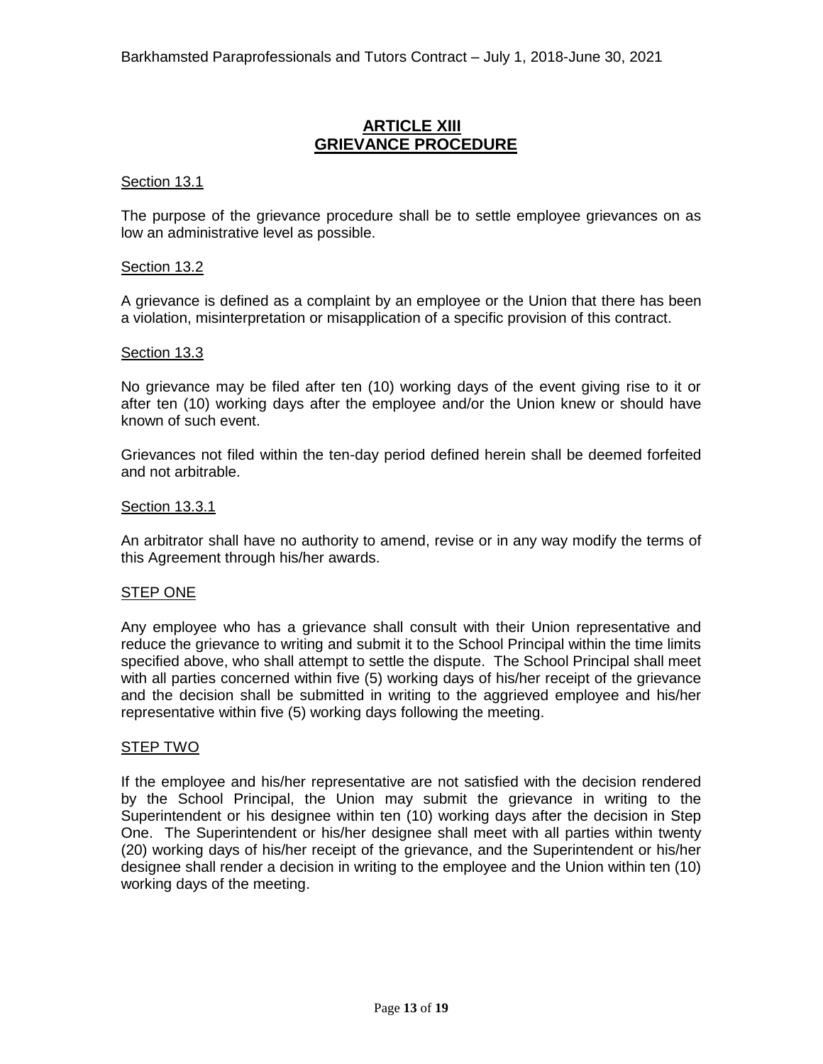# ARTICLE XIII
# GRIEVANCE PROCEDURE

Section 13.1

The purpose of the grievance procedure shall be to settle employee grievances on as low an administrative level as possible.

Section 13.2

A grievance is defined as a complaint by an employee or the Union that there has been a violation, misinterpretation or misapplication of a specific provision of this contract.

Section 13.3

No grievance may be filed after ten (10) working days of the event giving rise to it or after ten (10) working days after the employee and/or the Union knew or should have known of such event.

Grievances not filed within the ten-day period defined herein shall be deemed forfeited and not arbitrable.

Section 13.3.1

An arbitrator shall have no authority to amend, revise or in any way modify the terms of this Agreement through his/her awards.

STEP ONE

Any employee who has a grievance shall consult with their Union representative and reduce the grievance to writing and submit it to the School Principal within the time limits specified above, who shall attempt to settle the dispute. The School Principal shall meet with all parties concerned within five (5) working days of his/her receipt of the grievance and the decision shall be submitted in writing to the aggrieved employee and his/her representative within five (5) working days following the meeting.

STEP TWO

If the employee and his/her representative are not satisfied with the decision rendered by the School Principal, the Union may submit the grievance in writing to the Superintendent or his designee within ten (10) working days after the decision in Step One. The Superintendent or his/her designee shall meet with all parties within twenty (20) working days of his/her receipt of the grievance, and the Superintendent or his/her designee shall render a decision in writing to the employee and the Union within ten (10) working days of the meeting.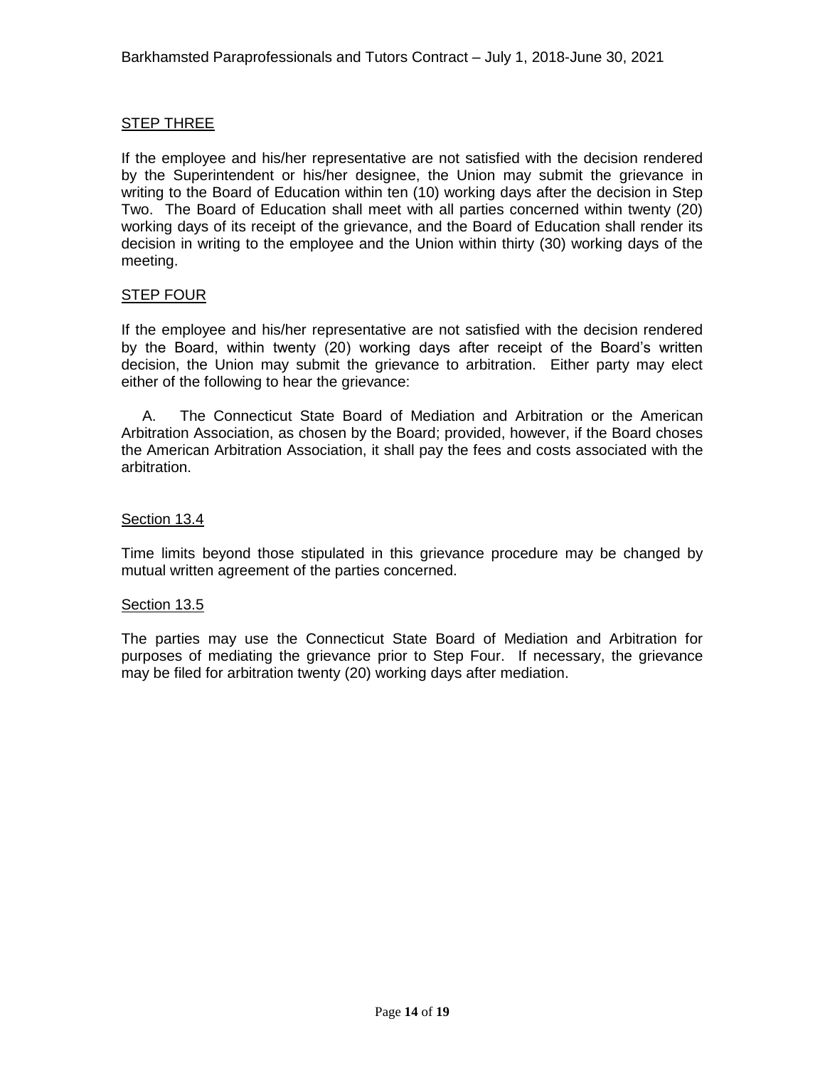STEP THREE

If the employee and his/her representative are not satisfied with the decision rendered by the Superintendent or his/her designee, the Union may submit the grievance in writing to the Board of Education within ten (10) working days after the decision in Step Two. The Board of Education shall meet with all parties concerned within twenty (20) working days of its receipt of the grievance, and the Board of Education shall render its decision in writing to the employee and the Union within thirty (30) working days of the meeting.

STEP FOUR

If the employee and his/her representative are not satisfied with the decision rendered by the Board, within twenty (20) working days after receipt of the Board's written decision, the Union may submit the grievance to arbitration. Either party may elect either of the following to hear the grievance:

A. The Connecticut State Board of Mediation and Arbitration or the American Arbitration Association, as chosen by the Board; provided, however, if the Board choses the American Arbitration Association, it shall pay the fees and costs associated with the arbitration.

Section 13.4

Time limits beyond those stipulated in this grievance procedure may be changed by mutual written agreement of the parties concerned.

Section 13.5

The parties may use the Connecticut State Board of Mediation and Arbitration for purposes of mediating the grievance prior to Step Four. If necessary, the grievance may be filed for arbitration twenty (20) working days after mediation.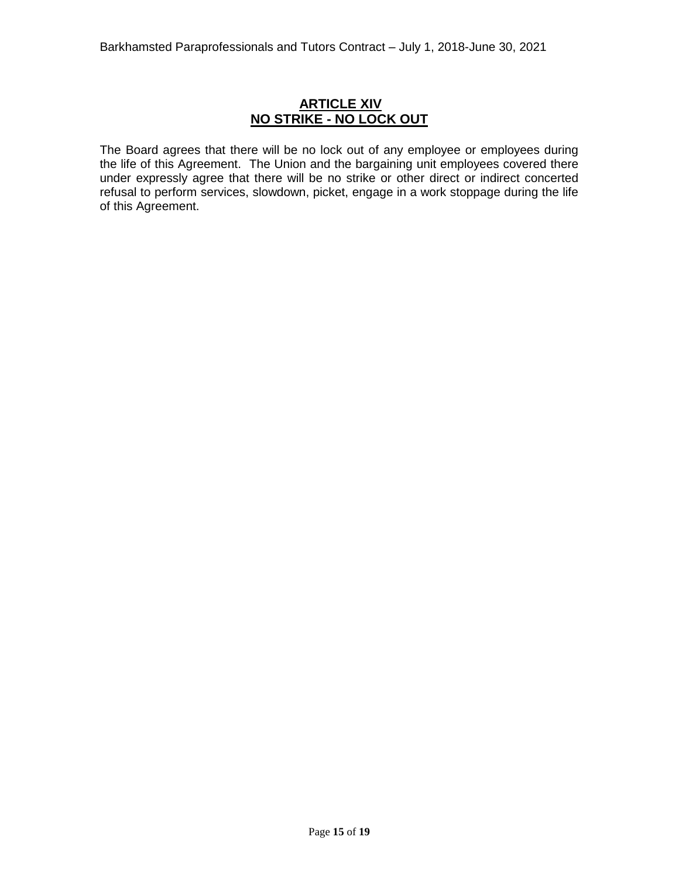## ARTICLE XIV
## NO STRIKE - NO LOCK OUT

The Board agrees that there will be no lock out of any employee or employees during the life of this Agreement. The Union and the bargaining unit employees covered there under expressly agree that there will be no strike or other direct or indirect concerted refusal to perform services, slowdown, picket, engage in a work stoppage during the life of this Agreement.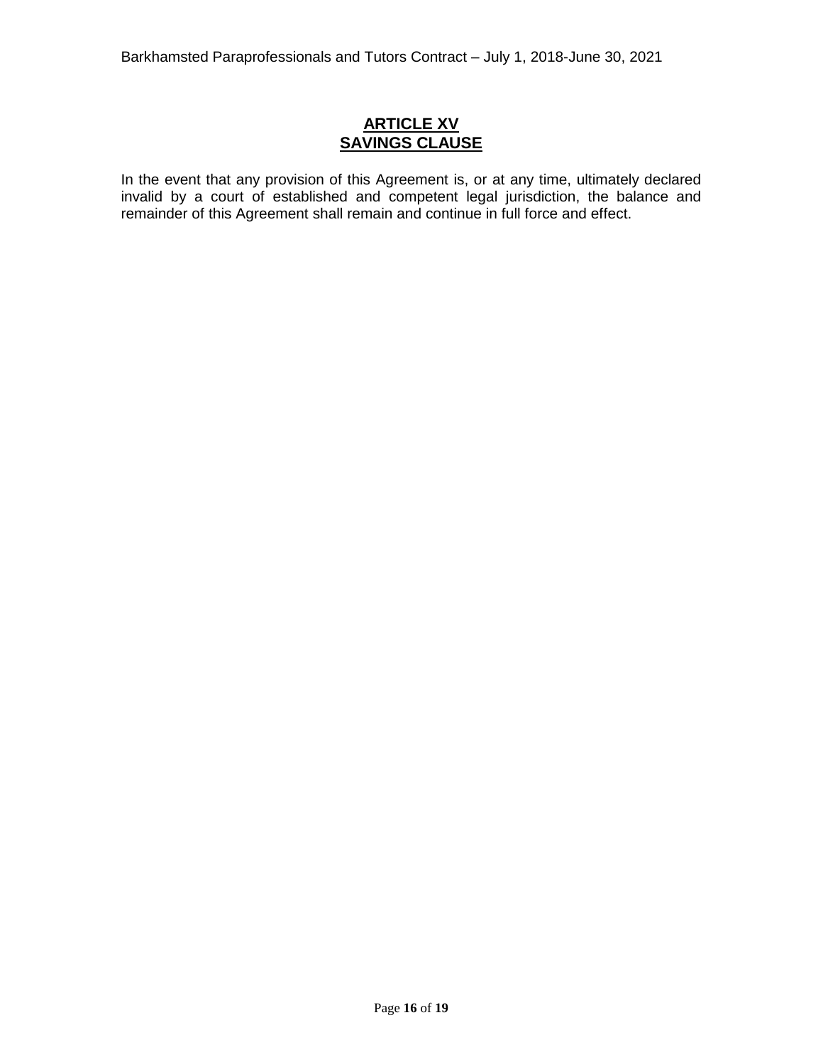## ARTICLE XV
## SAVINGS CLAUSE

In the event that any provision of this Agreement is, or at any time, ultimately declared invalid by a court of established and competent legal jurisdiction, the balance and remainder of this Agreement shall remain and continue in full force and effect.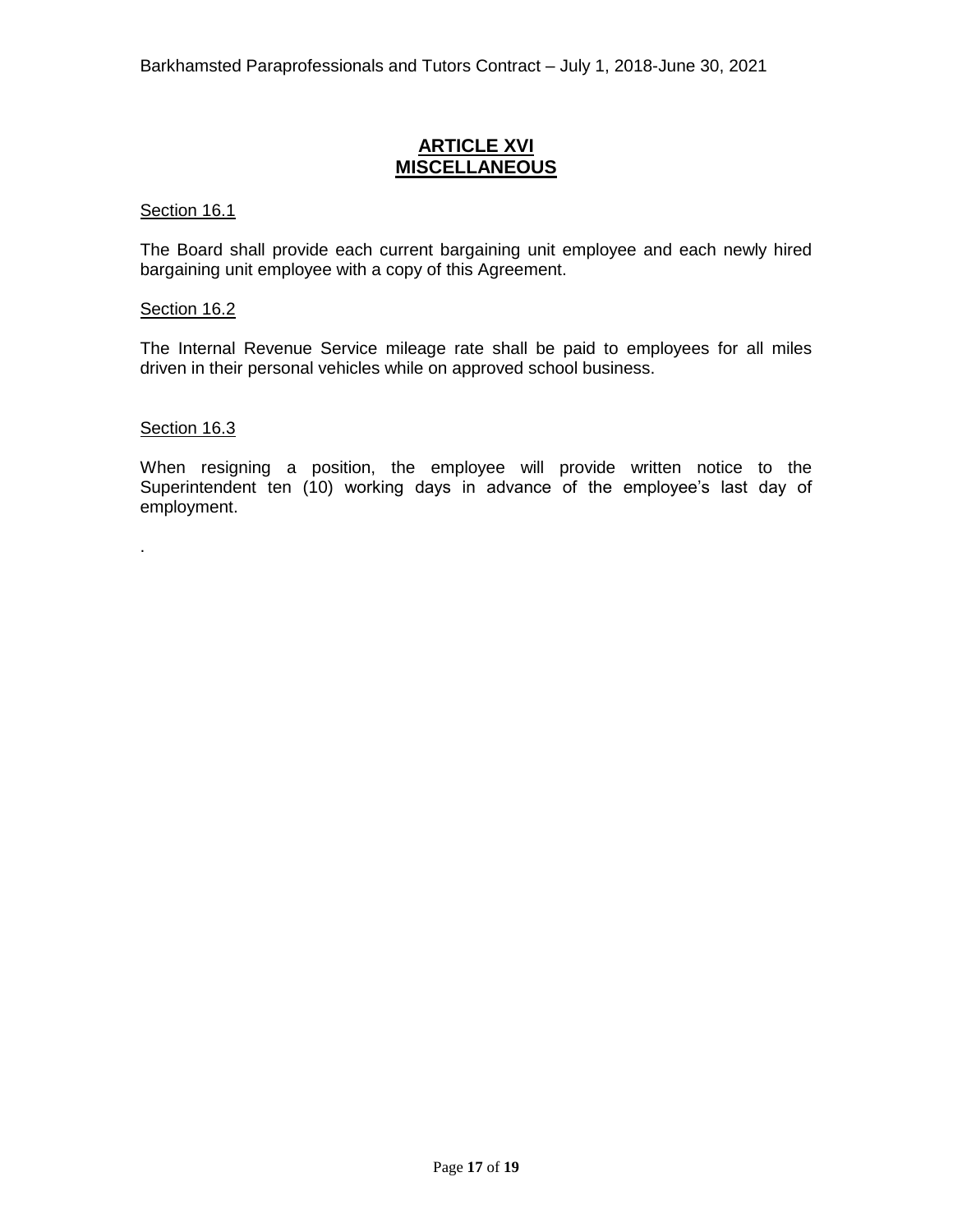# ARTICLE XVI
# MISCELLANEOUS

Section 16.1

The Board shall provide each current bargaining unit employee and each newly hired bargaining unit employee with a copy of this Agreement.

Section 16.2

The Internal Revenue Service mileage rate shall be paid to employees for all miles driven in their personal vehicles while on approved school business.

Section 16.3

When resigning a position, the employee will provide written notice to the Superintendent ten (10) working days in advance of the employee's last day of employment.

.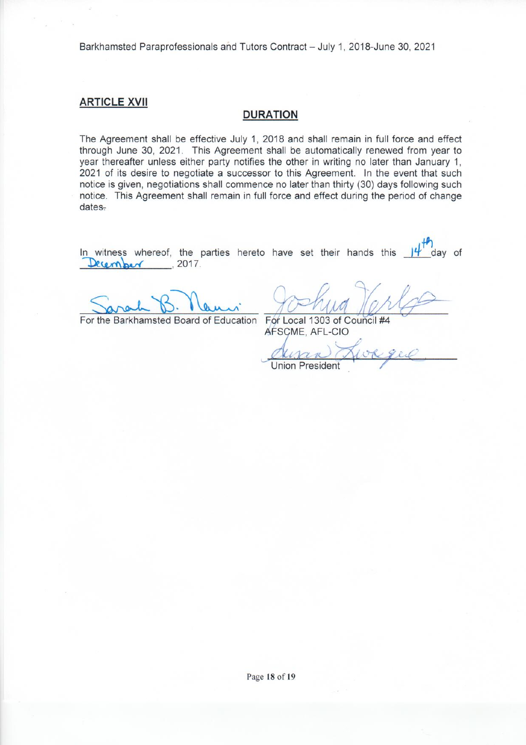## ARTICLE XVII

### DURATION

The Agreement shall be effective July 1, 2018 and shall remain in full force and effect through June 30, 2021. This Agreement shall be automatically renewed from year to year thereafter unless either party notifies the other in writing no later than January 1, 2021 of its desire to negotiate a successor to this Agreement. In the event that such notice is given, negotiations shall commence no later than thirty (30) days following such notice. This Agreement shall remain in full force and effect during the period of change dates.

In witness whereof, the parties hereto have set their hands this 14th day of December, 2017.

| | |
|---|---|
| Sarah B. Nanni | Joshua Kerley |
| For the Barkhamsted Board of Education | For Local 1303 of Council #4 AFSCME, AFL-CIO |
| | Susan Lovegue |
| | Union President |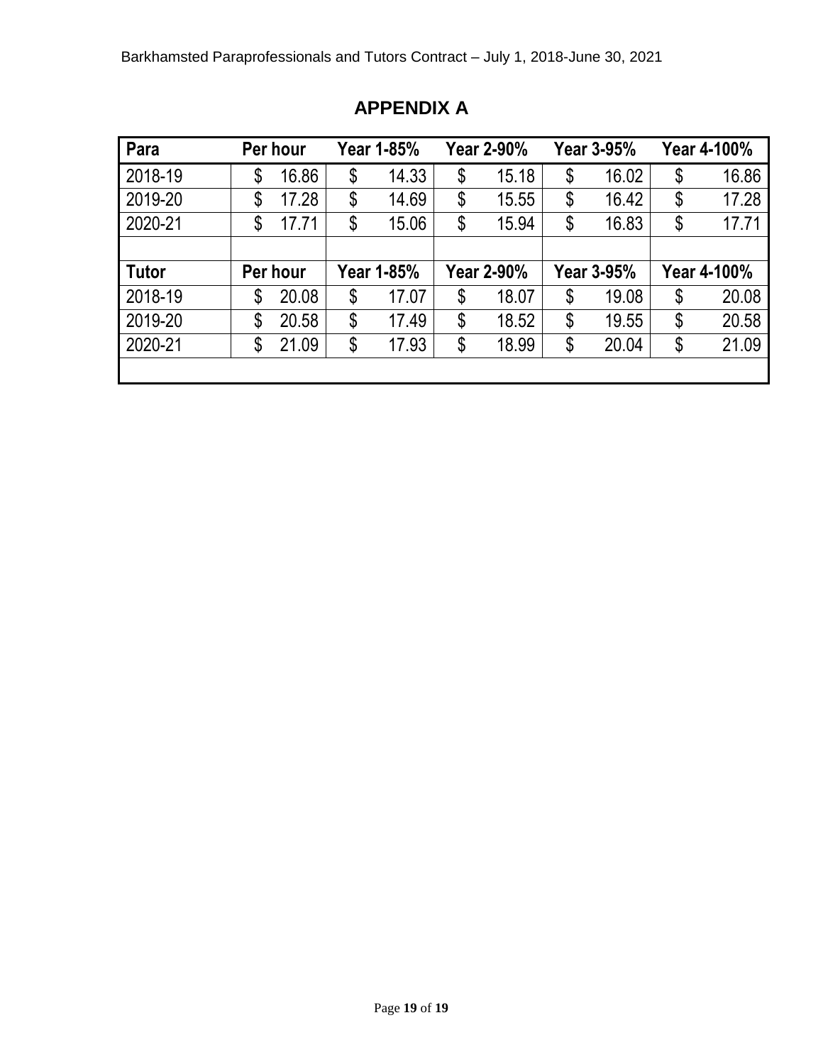# APPENDIX A

| Para | Per hour | Year 1-85% | Year 2-90% | Year 3-95% | Year 4-100% |
|---|---|---|---|---|---|
| 2018-19 | $ 16.86 | $ 14.33 | $ 15.18 | $ 16.02 | $ 16.86 |
| 2019-20 | $ 17.28 | $ 14.69 | $ 15.55 | $ 16.42 | $ 17.28 |
| 2020-21 | $ 17.71 | $ 15.06 | $ 15.94 | $ 16.83 | $ 17.71 |
| | | | | | |
| **Tutor** | **Per hour** | **Year 1-85%** | **Year 2-90%** | **Year 3-95%** | **Year 4-100%** |
| 2018-19 | $ 20.08 | $ 17.07 | $ 18.07 | $ 19.08 | $ 20.08 |
| 2019-20 | $ 20.58 | $ 17.49 | $ 18.52 | $ 19.55 | $ 20.58 |
| 2020-21 | $ 21.09 | $ 17.93 | $ 18.99 | $ 20.04 | $ 21.09 |